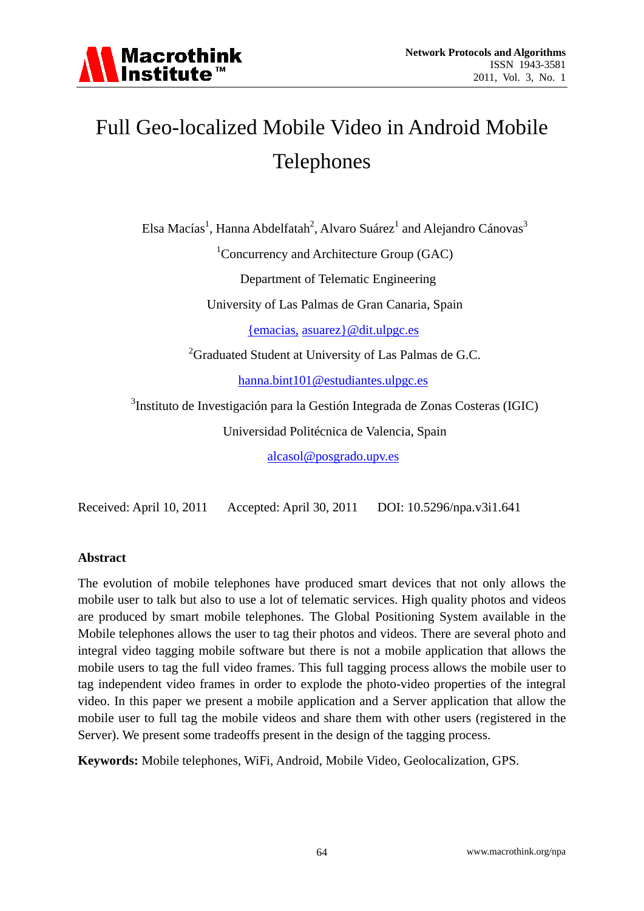# Full Geo-localized Mobile Video in Android Mobile Telephones

Elsa Macías[1], Hanna Abdelfatah[2], Alvaro Suárez[1] and Alejandro Cánovas[3]

[1]Concurrency and Architecture Group (GAC)

Department of Telematic Engineering

University of Las Palmas de Gran Canaria, Spain

{emacias, asuarez}@dit.ulpgc.es

[2]Graduated Student at University of Las Palmas de G.C.

hanna.bint101@estudiantes.ulpgc.es

[3]Instituto de Investigación para la Gestión Integrada de Zonas Costeras (IGIC)

Universidad Politécnica de Valencia, Spain

alcasol@posgrado.upv.es

Received: April 10, 2011 Accepted: April 30, 2011 DOI: 10.5296/npa.v3i1.641

## Abstract

The evolution of mobile telephones have produced smart devices that not only allows the mobile user to talk but also to use a lot of telematic services. High quality photos and videos are produced by smart mobile telephones. The Global Positioning System available in the Mobile telephones allows the user to tag their photos and videos. There are several photo and integral video tagging mobile software but there is not a mobile application that allows the mobile users to tag the full video frames. This full tagging process allows the mobile user to tag independent video frames in order to explode the photo-video properties of the integral video. In this paper we present a mobile application and a Server application that allow the mobile user to full tag the mobile videos and share them with other users (registered in the Server). We present some tradeoffs present in the design of the tagging process.

**Keywords:** Mobile telephones, WiFi, Android, Mobile Video, Geolocalization, GPS.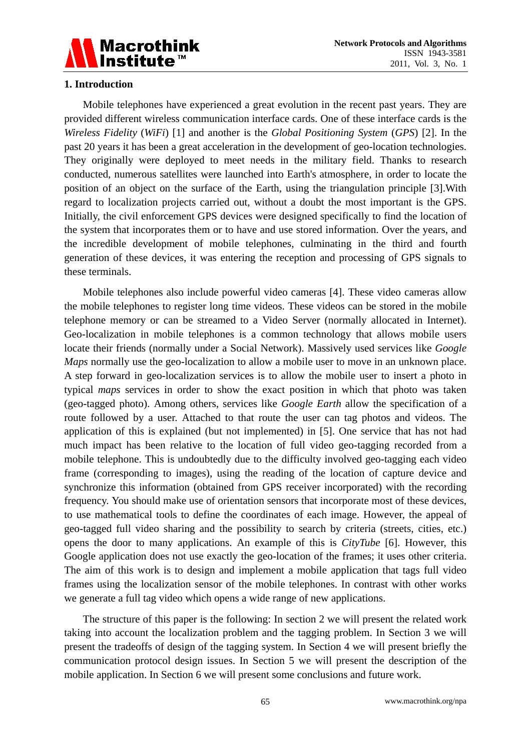## 1. Introduction

Mobile telephones have experienced a great evolution in the recent past years. They are provided different wireless communication interface cards. One of these interface cards is the *Wireless Fidelity* (*WiFi*) [1] and another is the *Global Positioning System* (*GPS*) [2]. In the past 20 years it has been a great acceleration in the development of geo-location technologies. They originally were deployed to meet needs in the military field. Thanks to research conducted, numerous satellites were launched into Earth's atmosphere, in order to locate the position of an object on the surface of the Earth, using the triangulation principle [3].With regard to localization projects carried out, without a doubt the most important is the GPS. Initially, the civil enforcement GPS devices were designed specifically to find the location of the system that incorporates them or to have and use stored information. Over the years, and the incredible development of mobile telephones, culminating in the third and fourth generation of these devices, it was entering the reception and processing of GPS signals to these terminals.

Mobile telephones also include powerful video cameras [4]. These video cameras allow the mobile telephones to register long time videos. These videos can be stored in the mobile telephone memory or can be streamed to a Video Server (normally allocated in Internet). Geo-localization in mobile telephones is a common technology that allows mobile users locate their friends (normally under a Social Network). Massively used services like *Google Maps* normally use the geo-localization to allow a mobile user to move in an unknown place. A step forward in geo-localization services is to allow the mobile user to insert a photo in typical *maps* services in order to show the exact position in which that photo was taken (geo-tagged photo). Among others, services like *Google Earth* allow the specification of a route followed by a user. Attached to that route the user can tag photos and videos. The application of this is explained (but not implemented) in [5]. One service that has not had much impact has been relative to the location of full video geo-tagging recorded from a mobile telephone. This is undoubtedly due to the difficulty involved geo-tagging each video frame (corresponding to images), using the reading of the location of capture device and synchronize this information (obtained from GPS receiver incorporated) with the recording frequency. You should make use of orientation sensors that incorporate most of these devices, to use mathematical tools to define the coordinates of each image. However, the appeal of geo-tagged full video sharing and the possibility to search by criteria (streets, cities, etc.) opens the door to many applications. An example of this is *CityTube* [6]. However, this Google application does not use exactly the geo-location of the frames; it uses other criteria. The aim of this work is to design and implement a mobile application that tags full video frames using the localization sensor of the mobile telephones. In contrast with other works we generate a full tag video which opens a wide range of new applications.

The structure of this paper is the following: In section 2 we will present the related work taking into account the localization problem and the tagging problem. In Section 3 we will present the tradeoffs of design of the tagging system. In Section 4 we will present briefly the communication protocol design issues. In Section 5 we will present the description of the mobile application. In Section 6 we will present some conclusions and future work.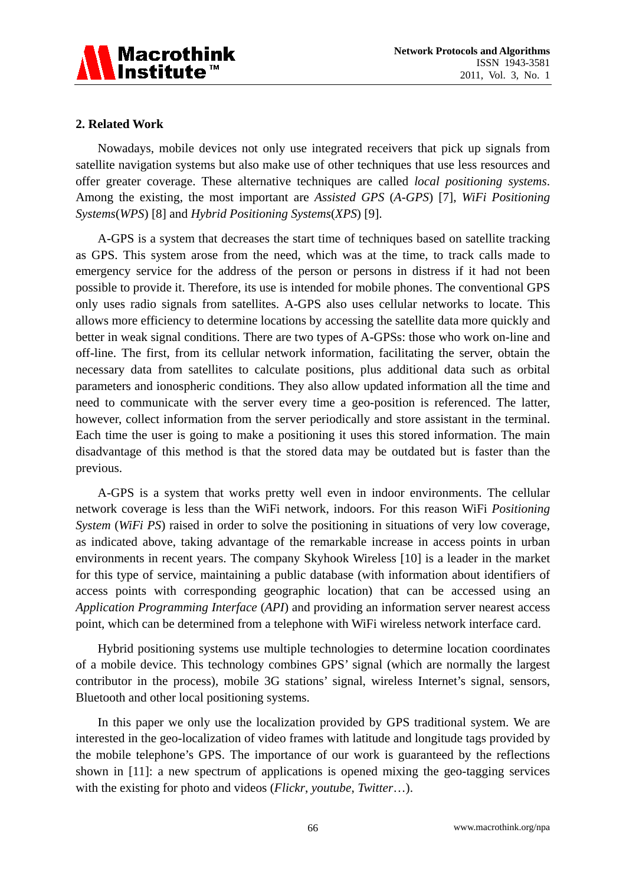## 2. Related Work

Nowadays, mobile devices not only use integrated receivers that pick up signals from satellite navigation systems but also make use of other techniques that use less resources and offer greater coverage. These alternative techniques are called *local positioning systems*. Among the existing, the most important are *Assisted GPS* (*A-GPS*) [7], *WiFi Positioning Systems*(*WPS*) [8] and *Hybrid Positioning Systems*(*XPS*) [9].

A-GPS is a system that decreases the start time of techniques based on satellite tracking as GPS. This system arose from the need, which was at the time, to track calls made to emergency service for the address of the person or persons in distress if it had not been possible to provide it. Therefore, its use is intended for mobile phones. The conventional GPS only uses radio signals from satellites. A-GPS also uses cellular networks to locate. This allows more efficiency to determine locations by accessing the satellite data more quickly and better in weak signal conditions. There are two types of A-GPSs: those who work on-line and off-line. The first, from its cellular network information, facilitating the server, obtain the necessary data from satellites to calculate positions, plus additional data such as orbital parameters and ionospheric conditions. They also allow updated information all the time and need to communicate with the server every time a geo-position is referenced. The latter, however, collect information from the server periodically and store assistant in the terminal. Each time the user is going to make a positioning it uses this stored information. The main disadvantage of this method is that the stored data may be outdated but is faster than the previous.

A-GPS is a system that works pretty well even in indoor environments. The cellular network coverage is less than the WiFi network, indoors. For this reason WiFi *Positioning System* (*WiFi PS*) raised in order to solve the positioning in situations of very low coverage, as indicated above, taking advantage of the remarkable increase in access points in urban environments in recent years. The company Skyhook Wireless [10] is a leader in the market for this type of service, maintaining a public database (with information about identifiers of access points with corresponding geographic location) that can be accessed using an *Application Programming Interface* (*API*) and providing an information server nearest access point, which can be determined from a telephone with WiFi wireless network interface card.

Hybrid positioning systems use multiple technologies to determine location coordinates of a mobile device. This technology combines GPS' signal (which are normally the largest contributor in the process), mobile 3G stations' signal, wireless Internet's signal, sensors, Bluetooth and other local positioning systems.

In this paper we only use the localization provided by GPS traditional system. We are interested in the geo-localization of video frames with latitude and longitude tags provided by the mobile telephone's GPS. The importance of our work is guaranteed by the reflections shown in [11]: a new spectrum of applications is opened mixing the geo-tagging services with the existing for photo and videos (*Flickr*, *youtube*, *Twitter*…).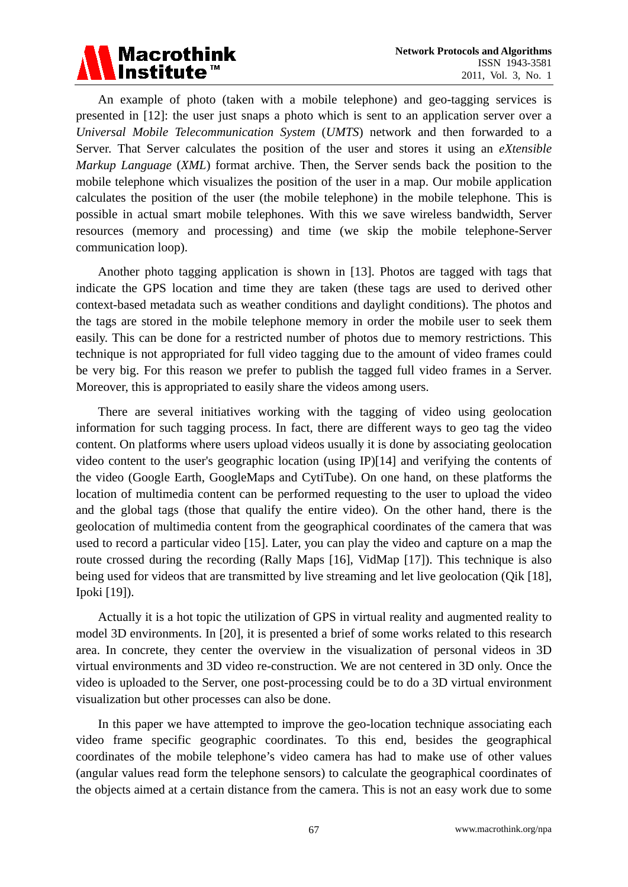An example of photo (taken with a mobile telephone) and geo-tagging services is presented in [12]: the user just snaps a photo which is sent to an application server over a *Universal Mobile Telecommunication System* (*UMTS*) network and then forwarded to a Server. That Server calculates the position of the user and stores it using an *eXtensible Markup Language* (*XML*) format archive. Then, the Server sends back the position to the mobile telephone which visualizes the position of the user in a map. Our mobile application calculates the position of the user (the mobile telephone) in the mobile telephone. This is possible in actual smart mobile telephones. With this we save wireless bandwidth, Server resources (memory and processing) and time (we skip the mobile telephone-Server communication loop).

Another photo tagging application is shown in [13]. Photos are tagged with tags that indicate the GPS location and time they are taken (these tags are used to derived other context-based metadata such as weather conditions and daylight conditions). The photos and the tags are stored in the mobile telephone memory in order the mobile user to seek them easily. This can be done for a restricted number of photos due to memory restrictions. This technique is not appropriated for full video tagging due to the amount of video frames could be very big. For this reason we prefer to publish the tagged full video frames in a Server. Moreover, this is appropriated to easily share the videos among users.

There are several initiatives working with the tagging of video using geolocation information for such tagging process. In fact, there are different ways to geo tag the video content. On platforms where users upload videos usually it is done by associating geolocation video content to the user's geographic location (using IP)[14] and verifying the contents of the video (Google Earth, GoogleMaps and CytiTube). On one hand, on these platforms the location of multimedia content can be performed requesting to the user to upload the video and the global tags (those that qualify the entire video). On the other hand, there is the geolocation of multimedia content from the geographical coordinates of the camera that was used to record a particular video [15]. Later, you can play the video and capture on a map the route crossed during the recording (Rally Maps [16], VidMap [17]). This technique is also being used for videos that are transmitted by live streaming and let live geolocation (Qik [18], Ipoki [19]).

Actually it is a hot topic the utilization of GPS in virtual reality and augmented reality to model 3D environments. In [20], it is presented a brief of some works related to this research area. In concrete, they center the overview in the visualization of personal videos in 3D virtual environments and 3D video re-construction. We are not centered in 3D only. Once the video is uploaded to the Server, one post-processing could be to do a 3D virtual environment visualization but other processes can also be done.

In this paper we have attempted to improve the geo-location technique associating each video frame specific geographic coordinates. To this end, besides the geographical coordinates of the mobile telephone's video camera has had to make use of other values (angular values read form the telephone sensors) to calculate the geographical coordinates of the objects aimed at a certain distance from the camera. This is not an easy work due to some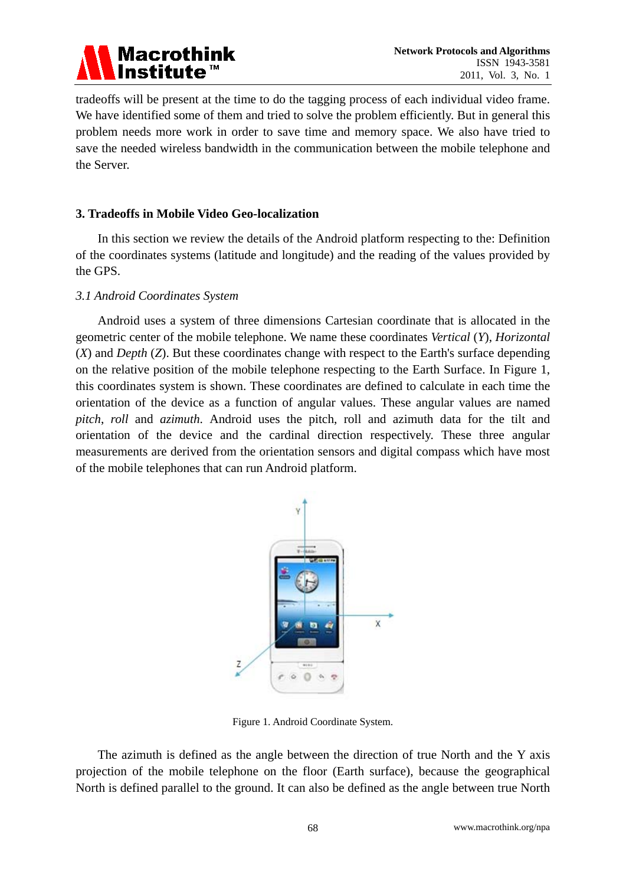tradeoffs will be present at the time to do the tagging process of each individual video frame. We have identified some of them and tried to solve the problem efficiently. But in general this problem needs more work in order to save time and memory space. We also have tried to save the needed wireless bandwidth in the communication between the mobile telephone and the Server.

## 3. Tradeoffs in Mobile Video Geo-localization

In this section we review the details of the Android platform respecting to the: Definition of the coordinates systems (latitude and longitude) and the reading of the values provided by the GPS.

### *3.1 Android Coordinates System*

Android uses a system of three dimensions Cartesian coordinate that is allocated in the geometric center of the mobile telephone. We name these coordinates *Vertical* (*Y*), *Horizontal* (*X*) and *Depth* (*Z*). But these coordinates change with respect to the Earth's surface depending on the relative position of the mobile telephone respecting to the Earth Surface. In Figure 1, this coordinates system is shown. These coordinates are defined to calculate in each time the orientation of the device as a function of angular values. These angular values are named *pitch*, *roll* and *azimuth*. Android uses the pitch, roll and azimuth data for the tilt and orientation of the device and the cardinal direction respectively. These three angular measurements are derived from the orientation sensors and digital compass which have most of the mobile telephones that can run Android platform.

Figure 1. Android Coordinate System.

The azimuth is defined as the angle between the direction of true North and the Y axis projection of the mobile telephone on the floor (Earth surface), because the geographical North is defined parallel to the ground. It can also be defined as the angle between true North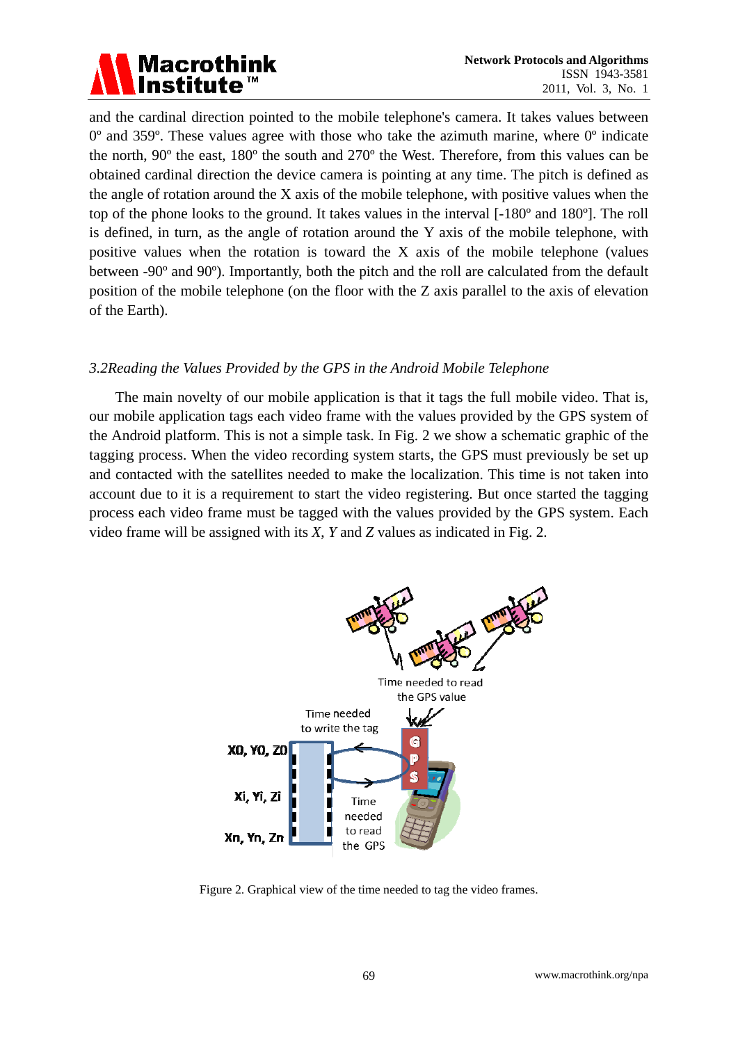and the cardinal direction pointed to the mobile telephone's camera. It takes values between 0º and 359º. These values agree with those who take the azimuth marine, where 0º indicate the north, 90º the east, 180º the south and 270º the West. Therefore, from this values can be obtained cardinal direction the device camera is pointing at any time. The pitch is defined as the angle of rotation around the X axis of the mobile telephone, with positive values when the top of the phone looks to the ground. It takes values in the interval [-180º and 180º]. The roll is defined, in turn, as the angle of rotation around the Y axis of the mobile telephone, with positive values when the rotation is toward the X axis of the mobile telephone (values between -90º and 90º). Importantly, both the pitch and the roll are calculated from the default position of the mobile telephone (on the floor with the Z axis parallel to the axis of elevation of the Earth).

### *3.2Reading the Values Provided by the GPS in the Android Mobile Telephone*

The main novelty of our mobile application is that it tags the full mobile video. That is, our mobile application tags each video frame with the values provided by the GPS system of the Android platform. This is not a simple task. In Fig. 2 we show a schematic graphic of the tagging process. When the video recording system starts, the GPS must previously be set up and contacted with the satellites needed to make the localization. This time is not taken into account due to it is a requirement to start the video registering. But once started the tagging process each video frame must be tagged with the values provided by the GPS system. Each video frame will be assigned with its *X*, *Y* and *Z* values as indicated in Fig. 2.

Figure 2. Graphical view of the time needed to tag the video frames.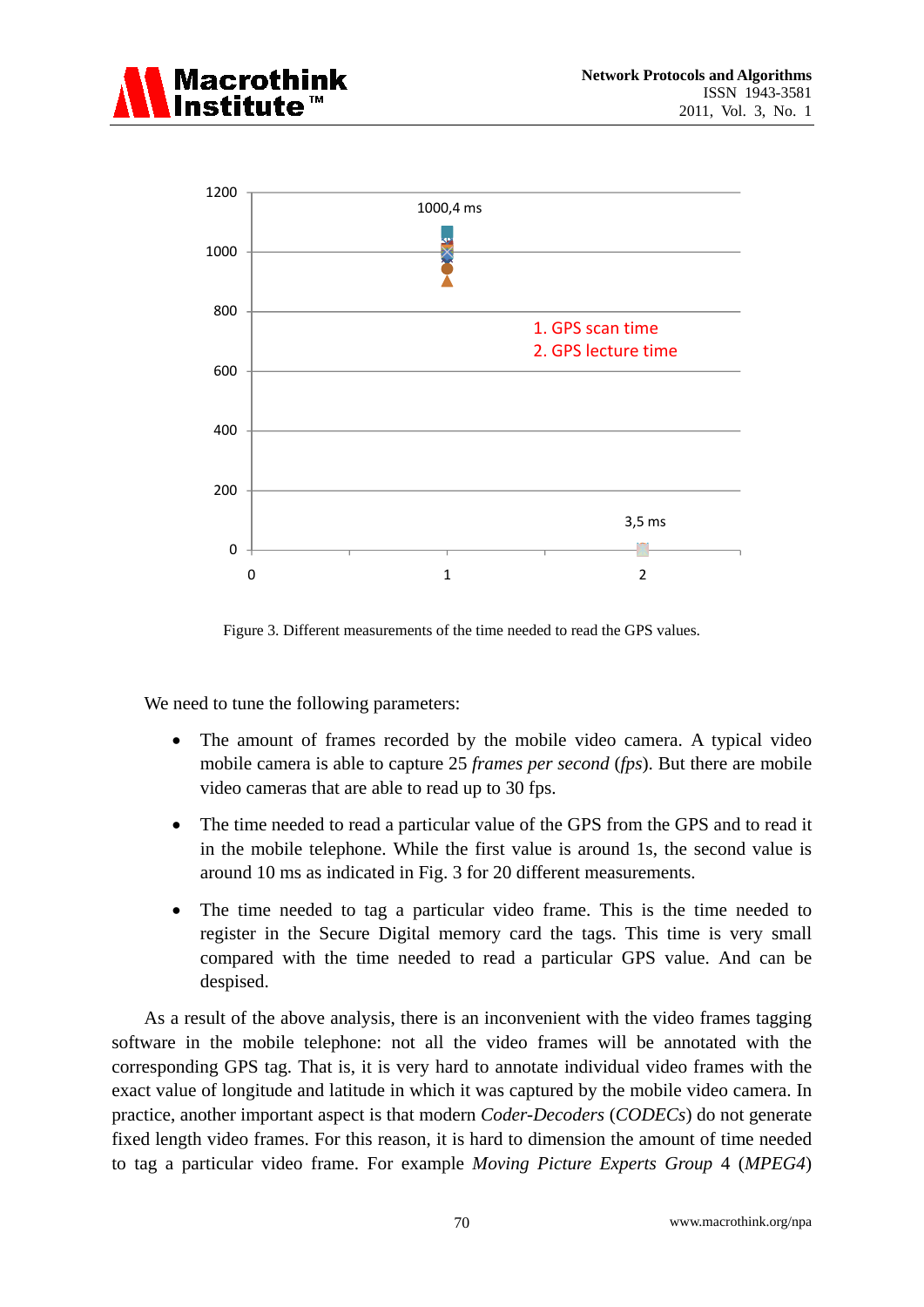Figure 3. Different measurements of the time needed to read the GPS values.

We need to tune the following parameters:

- The amount of frames recorded by the mobile video camera. A typical video mobile camera is able to capture 25 *frames per second* (*fps*). But there are mobile video cameras that are able to read up to 30 fps.
- The time needed to read a particular value of the GPS from the GPS and to read it in the mobile telephone. While the first value is around 1s, the second value is around 10 ms as indicated in Fig. 3 for 20 different measurements.
- The time needed to tag a particular video frame. This is the time needed to register in the Secure Digital memory card the tags. This time is very small compared with the time needed to read a particular GPS value. And can be despised.

As a result of the above analysis, there is an inconvenient with the video frames tagging software in the mobile telephone: not all the video frames will be annotated with the corresponding GPS tag. That is, it is very hard to annotate individual video frames with the exact value of longitude and latitude in which it was captured by the mobile video camera. In practice, another important aspect is that modern *Coder-Decoders* (*CODECs*) do not generate fixed length video frames. For this reason, it is hard to dimension the amount of time needed to tag a particular video frame. For example *Moving Picture Experts Group* 4 (*MPEG4*)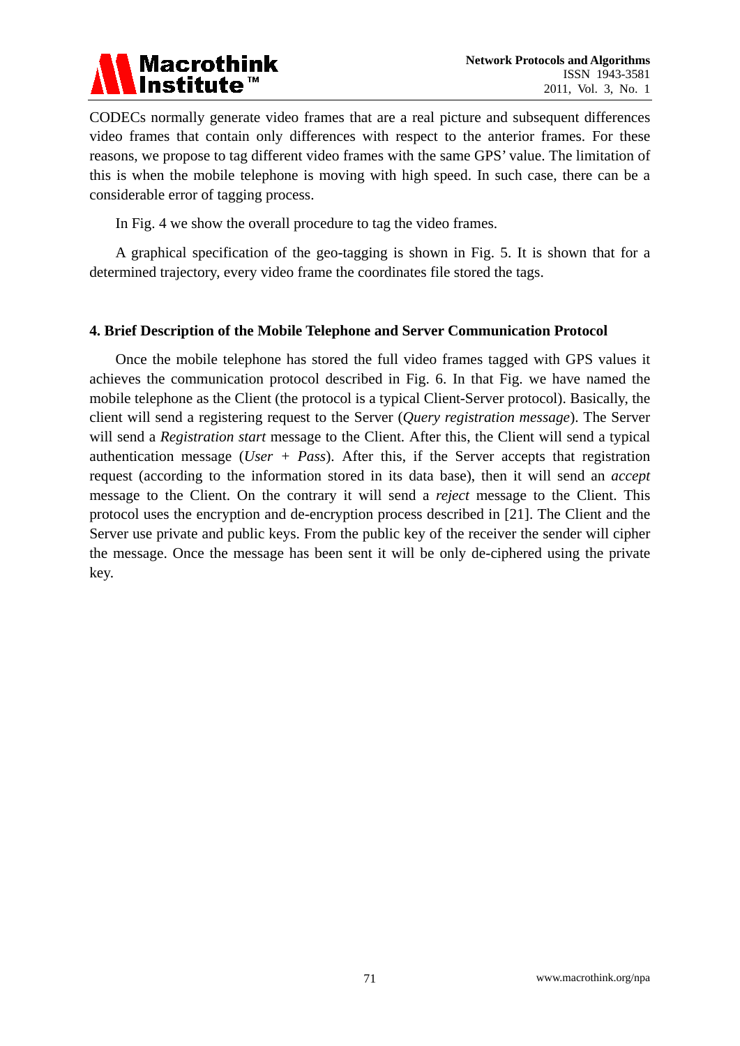CODECs normally generate video frames that are a real picture and subsequent differences video frames that contain only differences with respect to the anterior frames. For these reasons, we propose to tag different video frames with the same GPS' value. The limitation of this is when the mobile telephone is moving with high speed. In such case, there can be a considerable error of tagging process.

In Fig. 4 we show the overall procedure to tag the video frames.

A graphical specification of the geo-tagging is shown in Fig. 5. It is shown that for a determined trajectory, every video frame the coordinates file stored the tags.

## 4. Brief Description of the Mobile Telephone and Server Communication Protocol

Once the mobile telephone has stored the full video frames tagged with GPS values it achieves the communication protocol described in Fig. 6. In that Fig. we have named the mobile telephone as the Client (the protocol is a typical Client-Server protocol). Basically, the client will send a registering request to the Server (*Query registration message*). The Server will send a *Registration start* message to the Client. After this, the Client will send a typical authentication message (*User* + *Pass*). After this, if the Server accepts that registration request (according to the information stored in its data base), then it will send an *accept* message to the Client. On the contrary it will send a *reject* message to the Client. This protocol uses the encryption and de-encryption process described in [21]. The Client and the Server use private and public keys. From the public key of the receiver the sender will cipher the message. Once the message has been sent it will be only de-ciphered using the private key.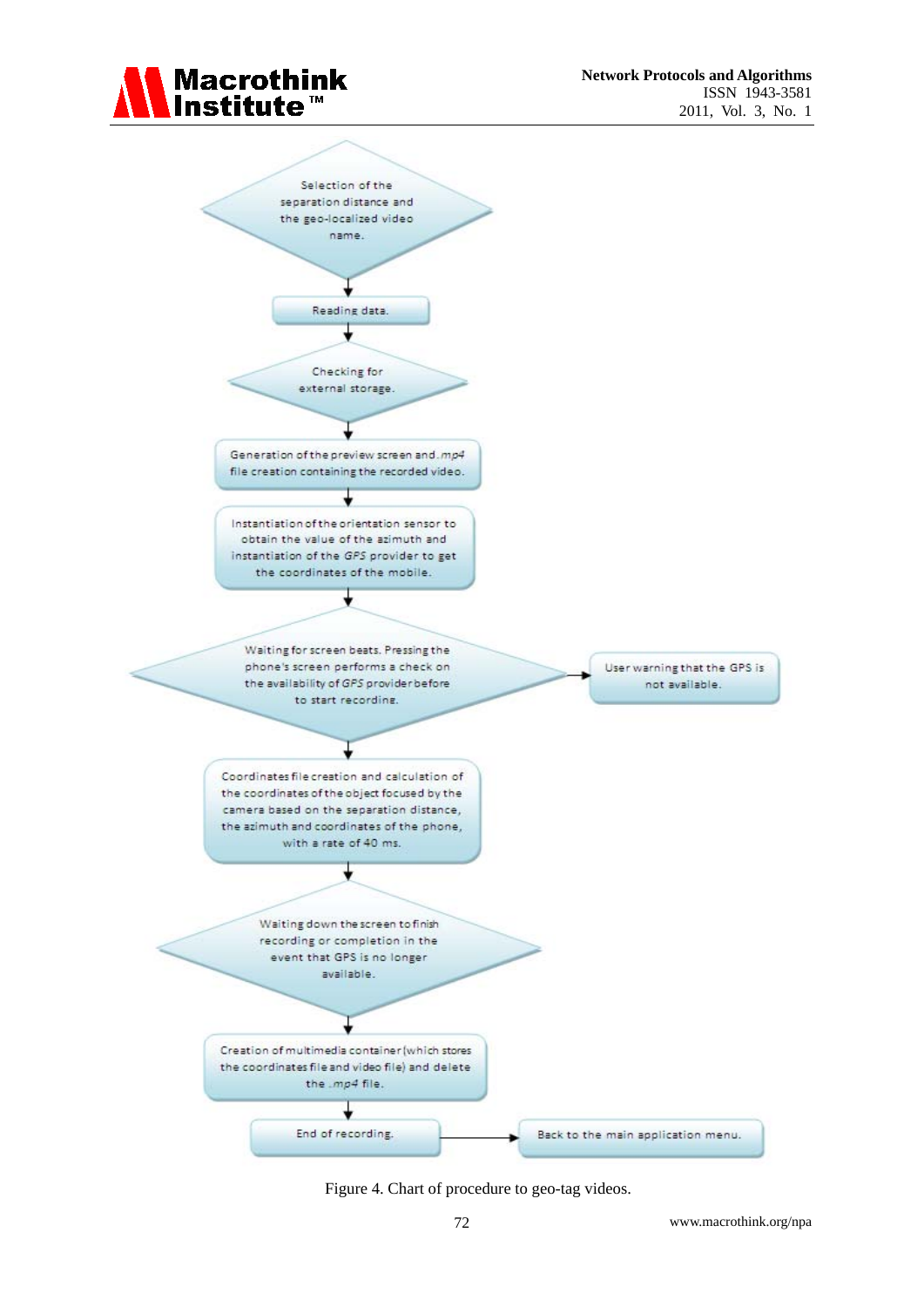Selection of the separation distance and the geo-localized video name.

↓

Reading data.

↓

Checking for external storage.

↓

Generation of the preview screen and *.mp4* file creation containing the recorded video.

↓

Instantiation of the orientation sensor to obtain the value of the azimuth and instantiation of the *GPS* provider to get the coordinates of the mobile.

↓

Waiting for screen beats. Pressing the phone's screen performs a check on the availability of *GPS* provider before to start recording. → User warning that the GPS is not available.

↓

Coordinates file creation and calculation of the coordinates of the object focused by the camera based on the separation distance, the azimuth and coordinates of the phone, with a rate of 40 ms.

↓

Waiting down the screen to finish recording or completion in the event that GPS is no longer available.

↓

Creation of multimedia container (which stores the coordinates file and video file) and delete the *.mp4* file.

↓

End of recording. → Back to the main application menu.

Figure 4. Chart of procedure to geo-tag videos.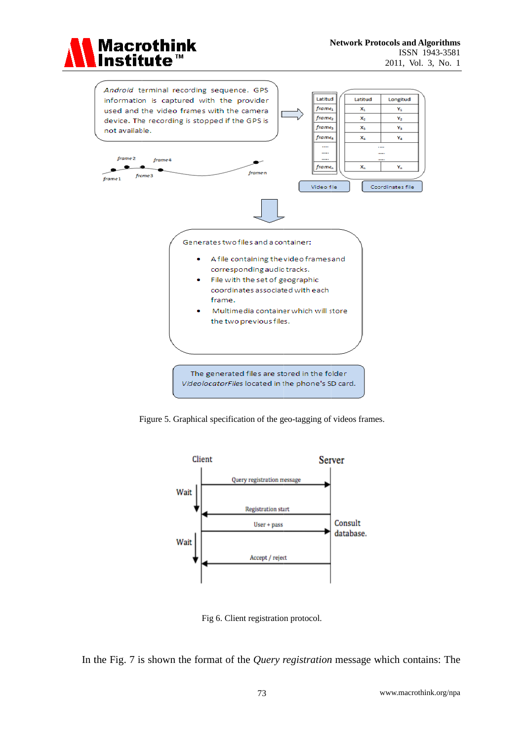Android terminal recording sequence. GPS information is captured with the provider used and the video frames with the camera device. The recording is stopped if the GPS is not available.

Generates two files and a container:

- A file containing the video frames and corresponding audio tracks.
- File with the set of geographic coordinates associated with each frame.
- Multimedia container which will store the two previous files.

The generated files are stored in the folder *VideolocatorFiles* located in the phone's SD card.

Figure 5. Graphical specification of the geo-tagging of videos frames.

Fig 6. Client registration protocol.

In the Fig. 7 is shown the format of the *Query registration* message which contains: The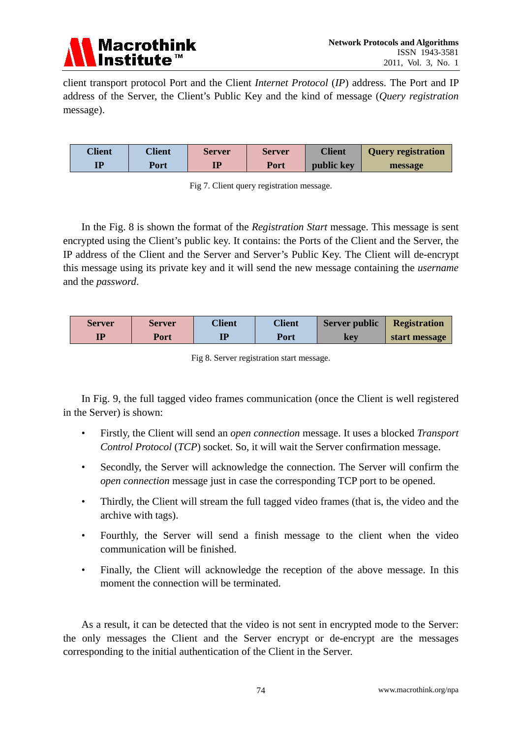client transport protocol Port and the Client *Internet Protocol* (*IP*) address. The Port and IP address of the Server, the Client's Public Key and the kind of message (*Query registration* message).

| Client IP | Client Port | Server IP | Server Port | Client public key | Query registration message |
|---|---|---|---|---|---|

Fig 7. Client query registration message.

In the Fig. 8 is shown the format of the *Registration Start* message. This message is sent encrypted using the Client's public key. It contains: the Ports of the Client and the Server, the IP address of the Client and the Server and Server's Public Key. The Client will de-encrypt this message using its private key and it will send the new message containing the *username* and the *password*.

| Server IP | Server Port | Client IP | Client Port | Server public key | Registration start message |
|---|---|---|---|---|---|

Fig 8. Server registration start message.

In Fig. 9, the full tagged video frames communication (once the Client is well registered in the Server) is shown:

- Firstly, the Client will send an *open connection* message. It uses a blocked *Transport Control Protocol* (*TCP*) socket. So, it will wait the Server confirmation message.
- Secondly, the Server will acknowledge the connection. The Server will confirm the *open connection* message just in case the corresponding TCP port to be opened.
- Thirdly, the Client will stream the full tagged video frames (that is, the video and the archive with tags).
- Fourthly, the Server will send a finish message to the client when the video communication will be finished.
- Finally, the Client will acknowledge the reception of the above message. In this moment the connection will be terminated.

As a result, it can be detected that the video is not sent in encrypted mode to the Server: the only messages the Client and the Server encrypt or de-encrypt are the messages corresponding to the initial authentication of the Client in the Server.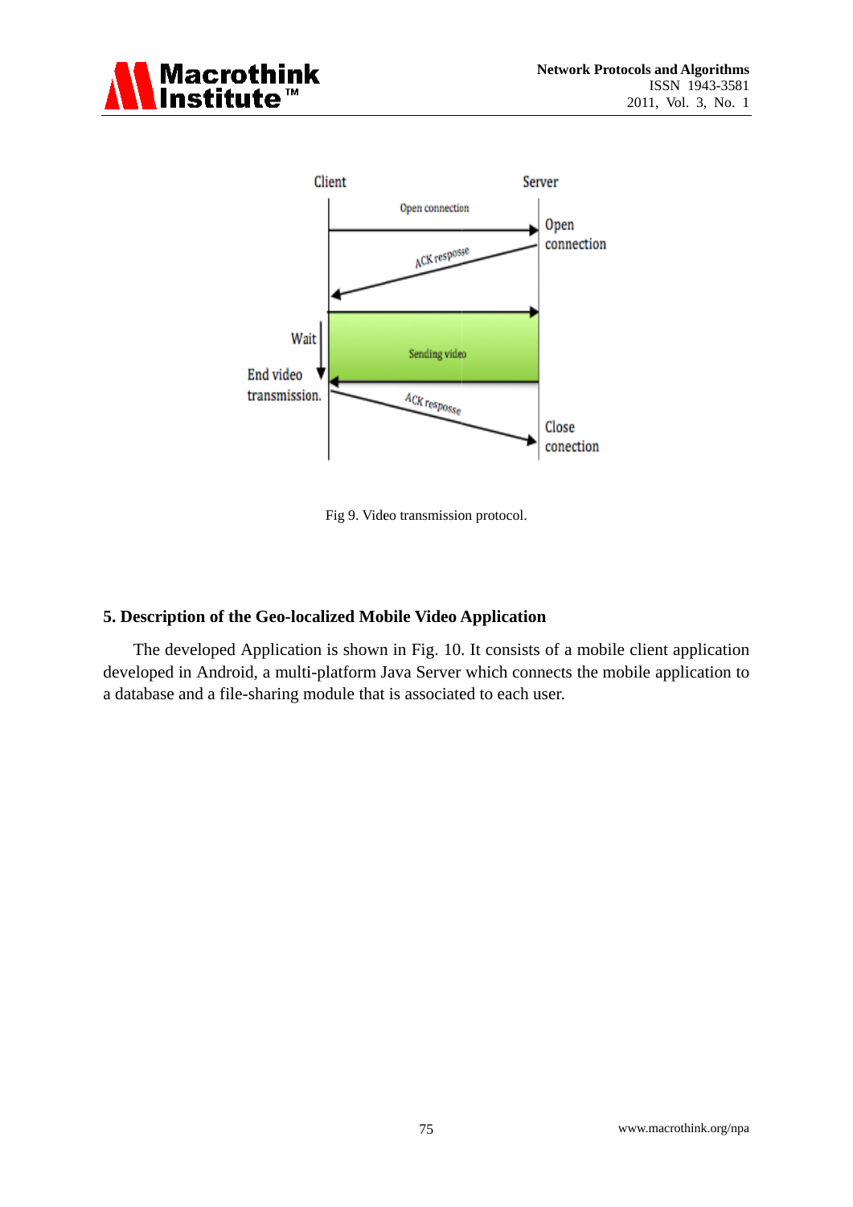Fig 9. Video transmission protocol.

## 5. Description of the Geo-localized Mobile Video Application

The developed Application is shown in Fig. 10. It consists of a mobile client application developed in Android, a multi-platform Java Server which connects the mobile application to a database and a file-sharing module that is associated to each user.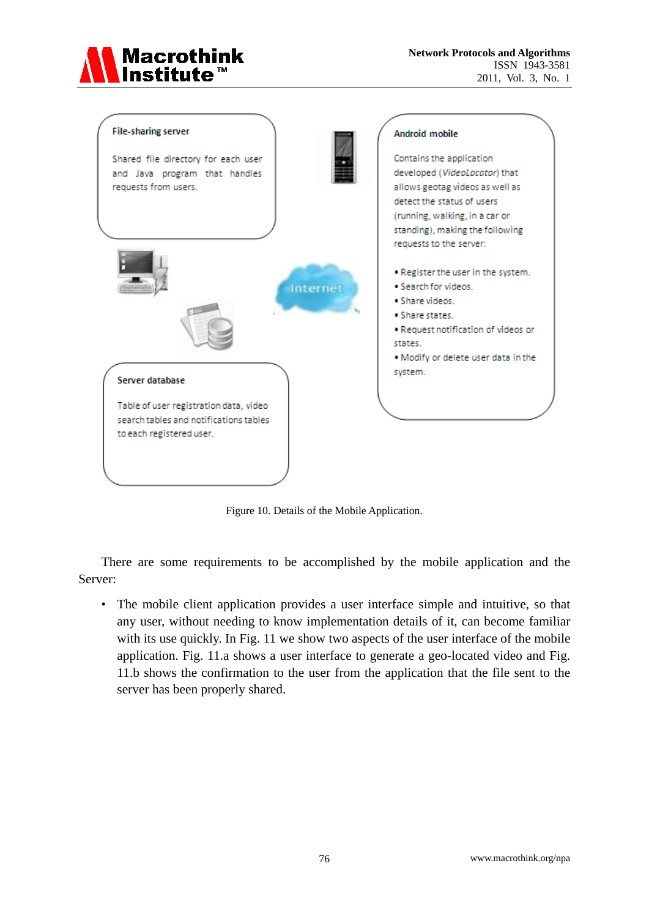File-sharing server

Shared file directory for each user and Java program that handles requests from users.

Android mobile

Contains the application developed (*VideoLocator*) that allows geotag videos as well as detect the status of users (running, walking, in a car or standing), making the following requests to the server:

- Register the user in the system.
- Search for videos.
- Share videos.
- Share states.
- Request notification of videos or states.
- Modify or delete user data in the system.

Internet

Server database

Table of user registration data, video search tables and notifications tables to each registered user.

Figure 10. Details of the Mobile Application.

There are some requirements to be accomplished by the mobile application and the Server:

- The mobile client application provides a user interface simple and intuitive, so that any user, without needing to know implementation details of it, can become familiar with its use quickly. In Fig. 11 we show two aspects of the user interface of the mobile application. Fig. 11.a shows a user interface to generate a geo-located video and Fig. 11.b shows the confirmation to the user from the application that the file sent to the server has been properly shared.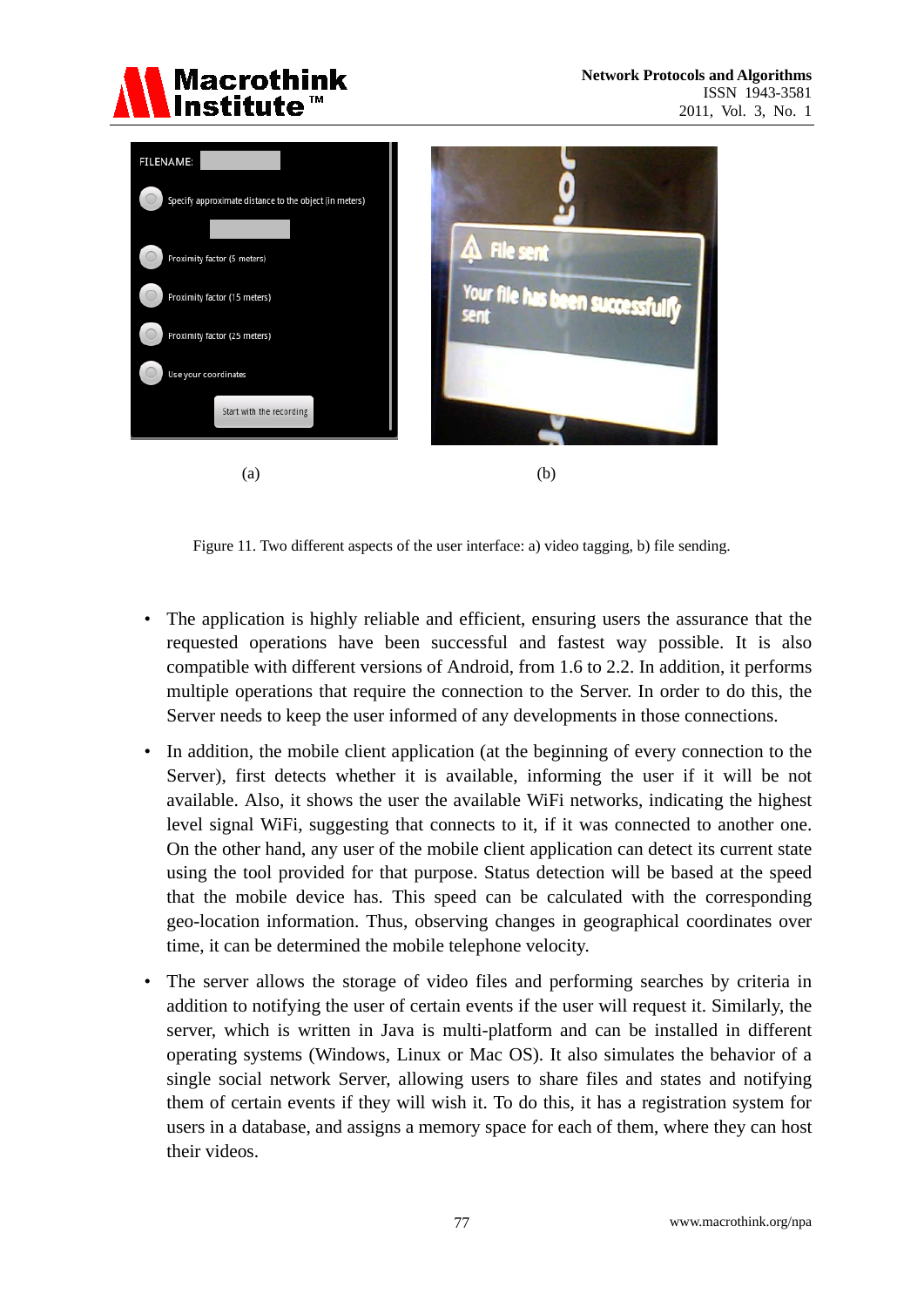(a)

(b)

Figure 11. Two different aspects of the user interface: a) video tagging, b) file sending.

- The application is highly reliable and efficient, ensuring users the assurance that the requested operations have been successful and fastest way possible. It is also compatible with different versions of Android, from 1.6 to 2.2. In addition, it performs multiple operations that require the connection to the Server. In order to do this, the Server needs to keep the user informed of any developments in those connections.
- In addition, the mobile client application (at the beginning of every connection to the Server), first detects whether it is available, informing the user if it will be not available. Also, it shows the user the available WiFi networks, indicating the highest level signal WiFi, suggesting that connects to it, if it was connected to another one. On the other hand, any user of the mobile client application can detect its current state using the tool provided for that purpose. Status detection will be based at the speed that the mobile device has. This speed can be calculated with the corresponding geo-location information. Thus, observing changes in geographical coordinates over time, it can be determined the mobile telephone velocity.
- The server allows the storage of video files and performing searches by criteria in addition to notifying the user of certain events if the user will request it. Similarly, the server, which is written in Java is multi-platform and can be installed in different operating systems (Windows, Linux or Mac OS). It also simulates the behavior of a single social network Server, allowing users to share files and states and notifying them of certain events if they will wish it. To do this, it has a registration system for users in a database, and assigns a memory space for each of them, where they can host their videos.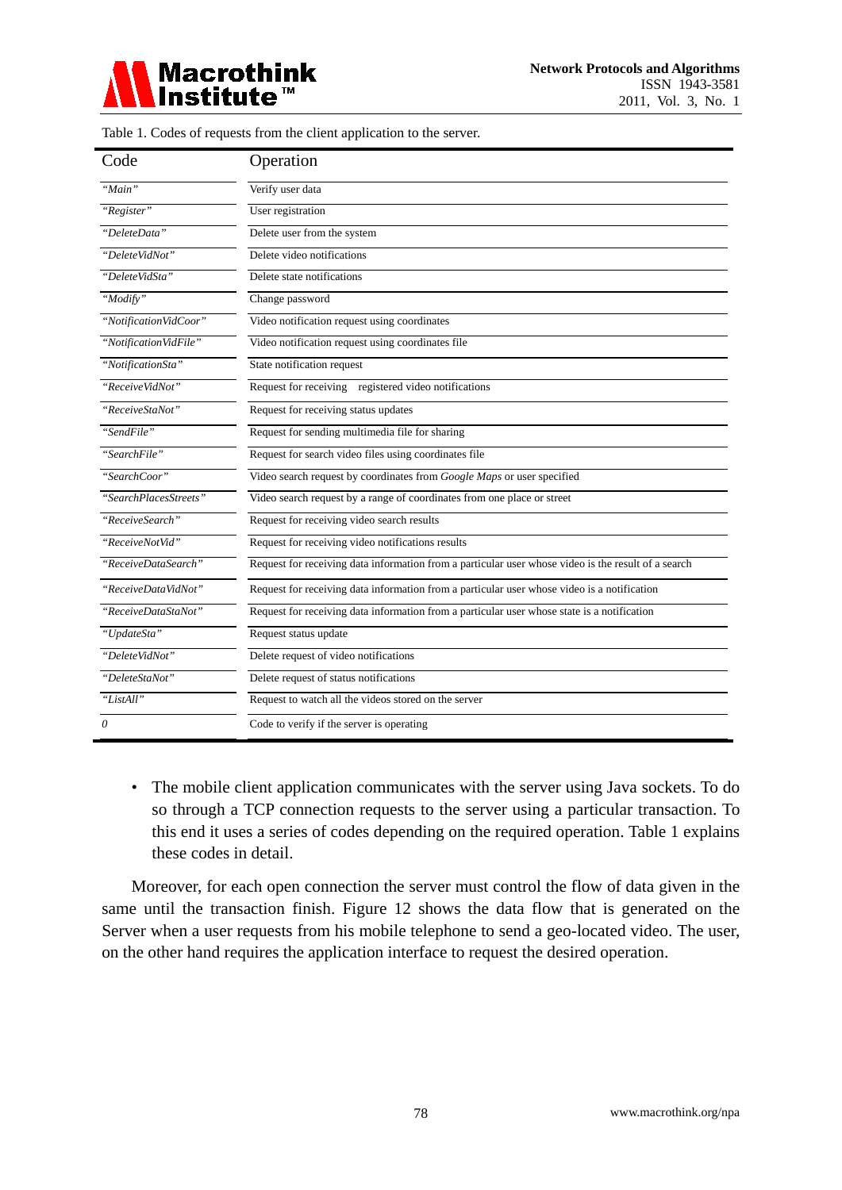Table 1. Codes of requests from the client application to the server.

| Code | Operation |
|---|---|
| *"Main"* | Verify user data |
| *"Register"* | User registration |
| *"DeleteData"* | Delete user from the system |
| *"DeleteVidNot"* | Delete video notifications |
| *"DeleteVidSta"* | Delete state notifications |
| *"Modify"* | Change password |
| *"NotificationVidCoor"* | Video notification request using coordinates |
| *"NotificationVidFile"* | Video notification request using coordinates file |
| *"NotificationSta"* | State notification request |
| *"ReceiveVidNot"* | Request for receiving registered video notifications |
| *"ReceiveStaNot"* | Request for receiving status updates |
| *"SendFile"* | Request for sending multimedia file for sharing |
| *"SearchFile"* | Request for search video files using coordinates file |
| *"SearchCoor"* | Video search request by coordinates from *Google Maps* or user specified |
| *"SearchPlacesStreets"* | Video search request by a range of coordinates from one place or street |
| *"ReceiveSearch"* | Request for receiving video search results |
| *"ReceiveNotVid"* | Request for receiving video notifications results |
| *"ReceiveDataSearch"* | Request for receiving data information from a particular user whose video is the result of a search |
| *"ReceiveDataVidNot"* | Request for receiving data information from a particular user whose video is a notification |
| *"ReceiveDataStaNot"* | Request for receiving data information from a particular user whose state is a notification |
| *"UpdateSta"* | Request status update |
| *"DeleteVidNot"* | Delete request of video notifications |
| *"DeleteStaNot"* | Delete request of status notifications |
| *"ListAll"* | Request to watch all the videos stored on the server |
| *0* | Code to verify if the server is operating |

- The mobile client application communicates with the server using Java sockets. To do so through a TCP connection requests to the server using a particular transaction. To this end it uses a series of codes depending on the required operation. Table 1 explains these codes in detail.

Moreover, for each open connection the server must control the flow of data given in the same until the transaction finish. Figure 12 shows the data flow that is generated on the Server when a user requests from his mobile telephone to send a geo-located video. The user, on the other hand requires the application interface to request the desired operation.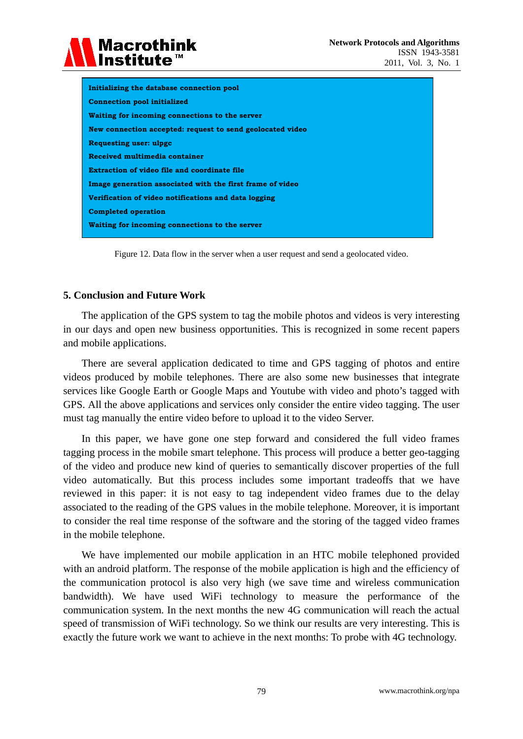```
Initializing the database connection pool
Connection pool initialized
Waiting for incoming connections to the server
New connection accepted: request to send geolocated video
Requesting user: ulpgc
Received multimedia container
Extraction of video file and coordinate file
Image generation associated with the first frame of video
Verification of video notifications and data logging
Completed operation
Waiting for incoming connections to the server
```

Figure 12. Data flow in the server when a user request and send a geolocated video.

## 5. Conclusion and Future Work

The application of the GPS system to tag the mobile photos and videos is very interesting in our days and open new business opportunities. This is recognized in some recent papers and mobile applications.

There are several application dedicated to time and GPS tagging of photos and entire videos produced by mobile telephones. There are also some new businesses that integrate services like Google Earth or Google Maps and Youtube with video and photo's tagged with GPS. All the above applications and services only consider the entire video tagging. The user must tag manually the entire video before to upload it to the video Server.

In this paper, we have gone one step forward and considered the full video frames tagging process in the mobile smart telephone. This process will produce a better geo-tagging of the video and produce new kind of queries to semantically discover properties of the full video automatically. But this process includes some important tradeoffs that we have reviewed in this paper: it is not easy to tag independent video frames due to the delay associated to the reading of the GPS values in the mobile telephone. Moreover, it is important to consider the real time response of the software and the storing of the tagged video frames in the mobile telephone.

We have implemented our mobile application in an HTC mobile telephoned provided with an android platform. The response of the mobile application is high and the efficiency of the communication protocol is also very high (we save time and wireless communication bandwidth). We have used WiFi technology to measure the performance of the communication system. In the next months the new 4G communication will reach the actual speed of transmission of WiFi technology. So we think our results are very interesting. This is exactly the future work we want to achieve in the next months: To probe with 4G technology.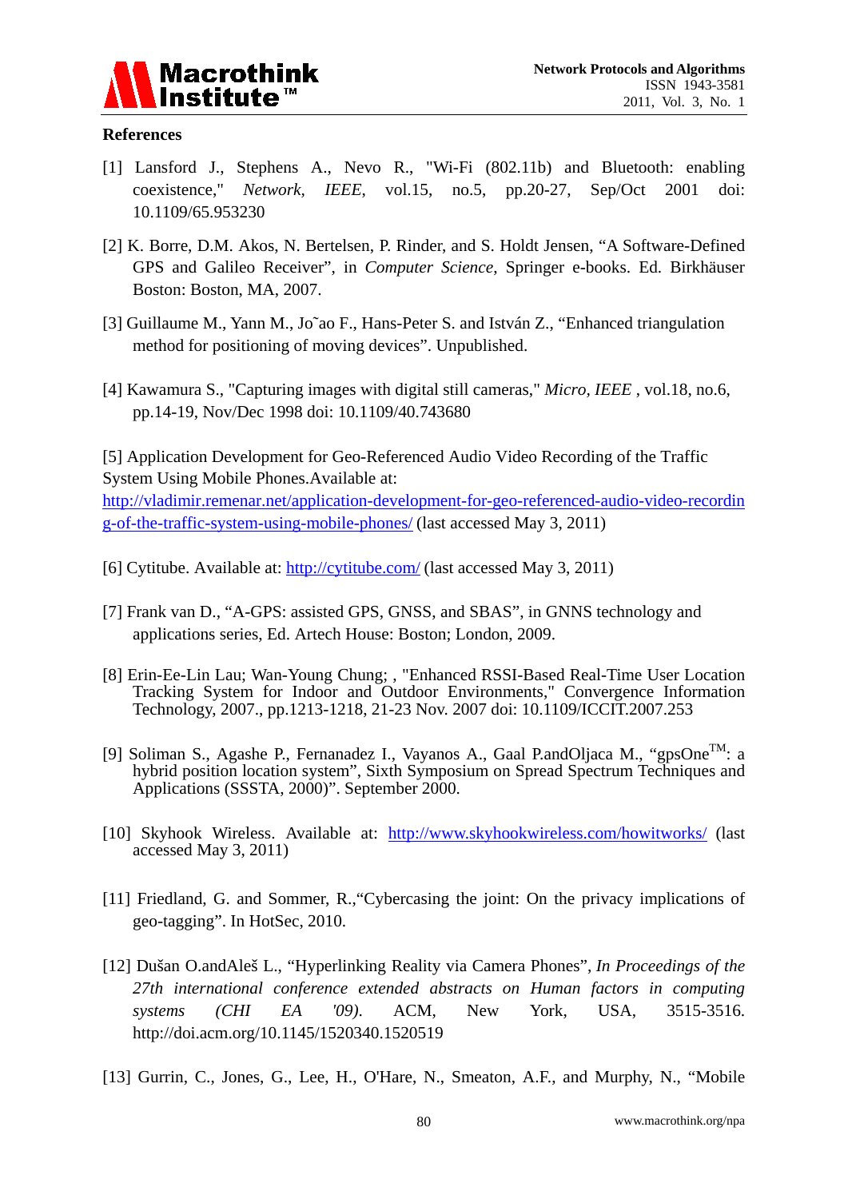## References

[1] Lansford J., Stephens A., Nevo R., "Wi-Fi (802.11b) and Bluetooth: enabling coexistence," *Network, IEEE*, vol.15, no.5, pp.20-27, Sep/Oct 2001 doi: 10.1109/65.953230

[2] K. Borre, D.M. Akos, N. Bertelsen, P. Rinder, and S. Holdt Jensen, "A Software-Defined GPS and Galileo Receiver", in *Computer Science*, Springer e-books. Ed. Birkhäuser Boston: Boston, MA, 2007.

[3] Guillaume M., Yann M., Jo˜ao F., Hans-Peter S. and István Z., "Enhanced triangulation method for positioning of moving devices". Unpublished.

[4] Kawamura S., "Capturing images with digital still cameras," *Micro, IEEE* , vol.18, no.6, pp.14-19, Nov/Dec 1998 doi: 10.1109/40.743680

[5] Application Development for Geo-Referenced Audio Video Recording of the Traffic System Using Mobile Phones.Available at: http://vladimir.remenar.net/application-development-for-geo-referenced-audio-video-recording-of-the-traffic-system-using-mobile-phones/ (last accessed May 3, 2011)

[6] Cytitube. Available at: http://cytitube.com/ (last accessed May 3, 2011)

[7] Frank van D., "A-GPS: assisted GPS, GNSS, and SBAS", in GNNS technology and applications series, Ed. Artech House: Boston; London, 2009.

[8] Erin-Ee-Lin Lau; Wan-Young Chung; , "Enhanced RSSI-Based Real-Time User Location Tracking System for Indoor and Outdoor Environments," Convergence Information Technology, 2007., pp.1213-1218, 21-23 Nov. 2007 doi: 10.1109/ICCIT.2007.253

[9] Soliman S., Agashe P., Fernanadez I., Vayanos A., Gaal P.andOljaca M., "gpsOne™: a hybrid position location system", Sixth Symposium on Spread Spectrum Techniques and Applications (SSSTA, 2000)". September 2000.

[10] Skyhook Wireless. Available at: http://www.skyhookwireless.com/howitworks/ (last accessed May 3, 2011)

[11] Friedland, G. and Sommer, R.,"Cybercasing the joint: On the privacy implications of geo-tagging". In HotSec, 2010.

[12] Dušan O.andAleš L., "Hyperlinking Reality via Camera Phones", *In Proceedings of the 27th international conference extended abstracts on Human factors in computing systems (CHI EA '09)*. ACM, New York, USA, 3515-3516. http://doi.acm.org/10.1145/1520340.1520519

[13] Gurrin, C., Jones, G., Lee, H., O'Hare, N., Smeaton, A.F., and Murphy, N., "Mobile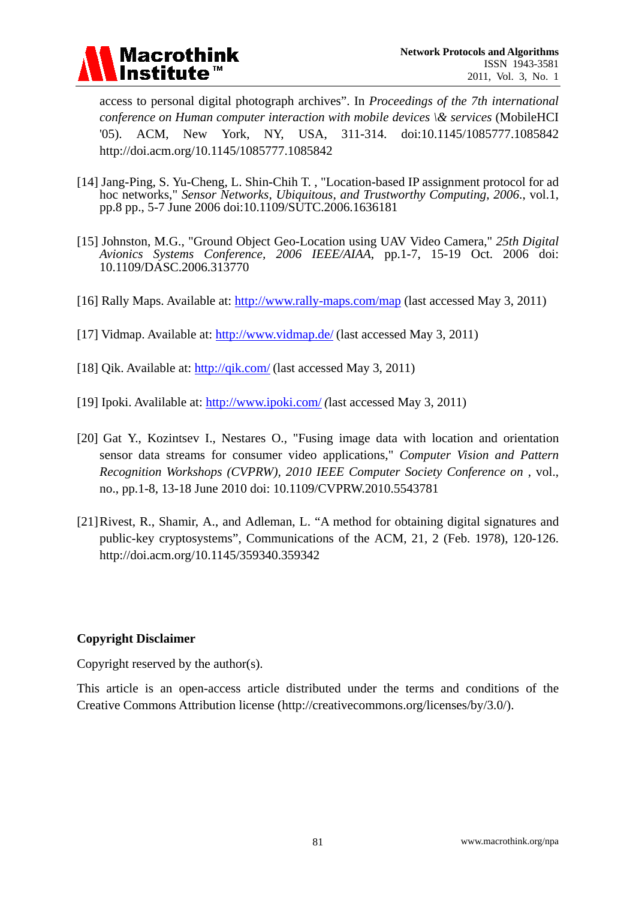access to personal digital photograph archives". In *Proceedings of the 7th international conference on Human computer interaction with mobile devices \& services* (MobileHCI '05). ACM, New York, NY, USA, 311-314. doi:10.1145/1085777.1085842 http://doi.acm.org/10.1145/1085777.1085842

[14] Jang-Ping, S. Yu-Cheng, L. Shin-Chih T. , "Location-based IP assignment protocol for ad hoc networks," *Sensor Networks, Ubiquitous, and Trustworthy Computing, 2006.*, vol.1, pp.8 pp., 5-7 June 2006 doi:10.1109/SUTC.2006.1636181

[15] Johnston, M.G., "Ground Object Geo-Location using UAV Video Camera," *25th Digital Avionics Systems Conference, 2006 IEEE/AIAA*, pp.1-7, 15-19 Oct. 2006 doi: 10.1109/DASC.2006.313770

[16] Rally Maps. Available at: http://www.rally-maps.com/map (last accessed May 3, 2011)

[17] Vidmap. Available at: http://www.vidmap.de/ (last accessed May 3, 2011)

[18] Qik. Available at: http://qik.com/ (last accessed May 3, 2011)

[19] Ipoki. Avalilable at: http://www.ipoki.com/ *(*last accessed May 3, 2011)

[20] Gat Y., Kozintsev I., Nestares O., "Fusing image data with location and orientation sensor data streams for consumer video applications," *Computer Vision and Pattern Recognition Workshops (CVPRW), 2010 IEEE Computer Society Conference on* , vol., no., pp.1-8, 13-18 June 2010 doi: 10.1109/CVPRW.2010.5543781

[21] Rivest, R., Shamir, A., and Adleman, L. "A method for obtaining digital signatures and public-key cryptosystems", Communications of the ACM, 21, 2 (Feb. 1978), 120-126. http://doi.acm.org/10.1145/359340.359342

**Copyright Disclaimer**

Copyright reserved by the author(s).

This article is an open-access article distributed under the terms and conditions of the Creative Commons Attribution license (http://creativecommons.org/licenses/by/3.0/).